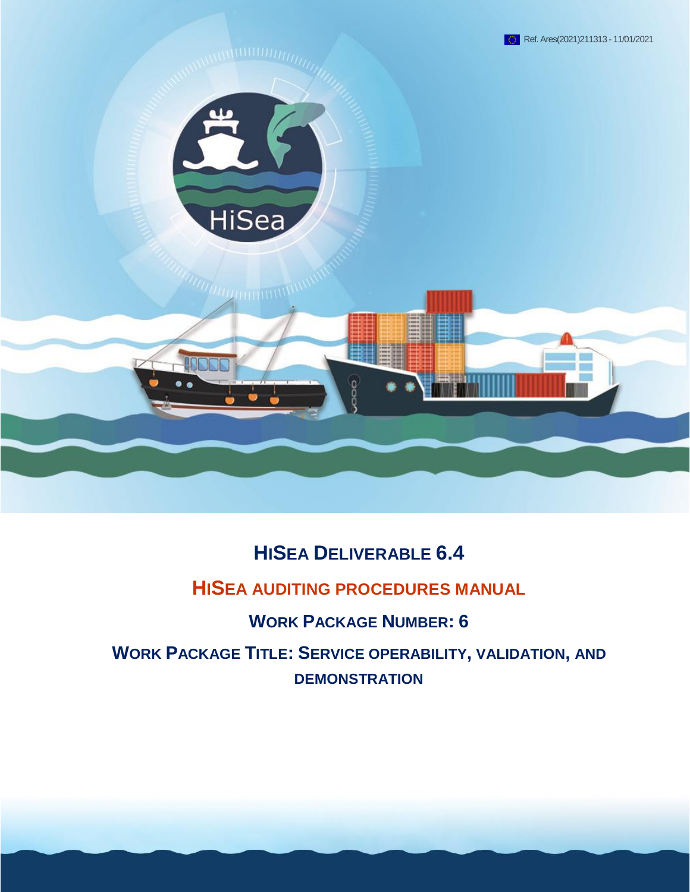Ref. Ares(2021)211313 - 11/01/2021

# HISEA DELIVERABLE 6.4

## HISEA AUDITING PROCEDURES MANUAL

## WORK PACKAGE NUMBER: 6

## WORK PACKAGE TITLE: SERVICE OPERABILITY, VALIDATION, AND DEMONSTRATION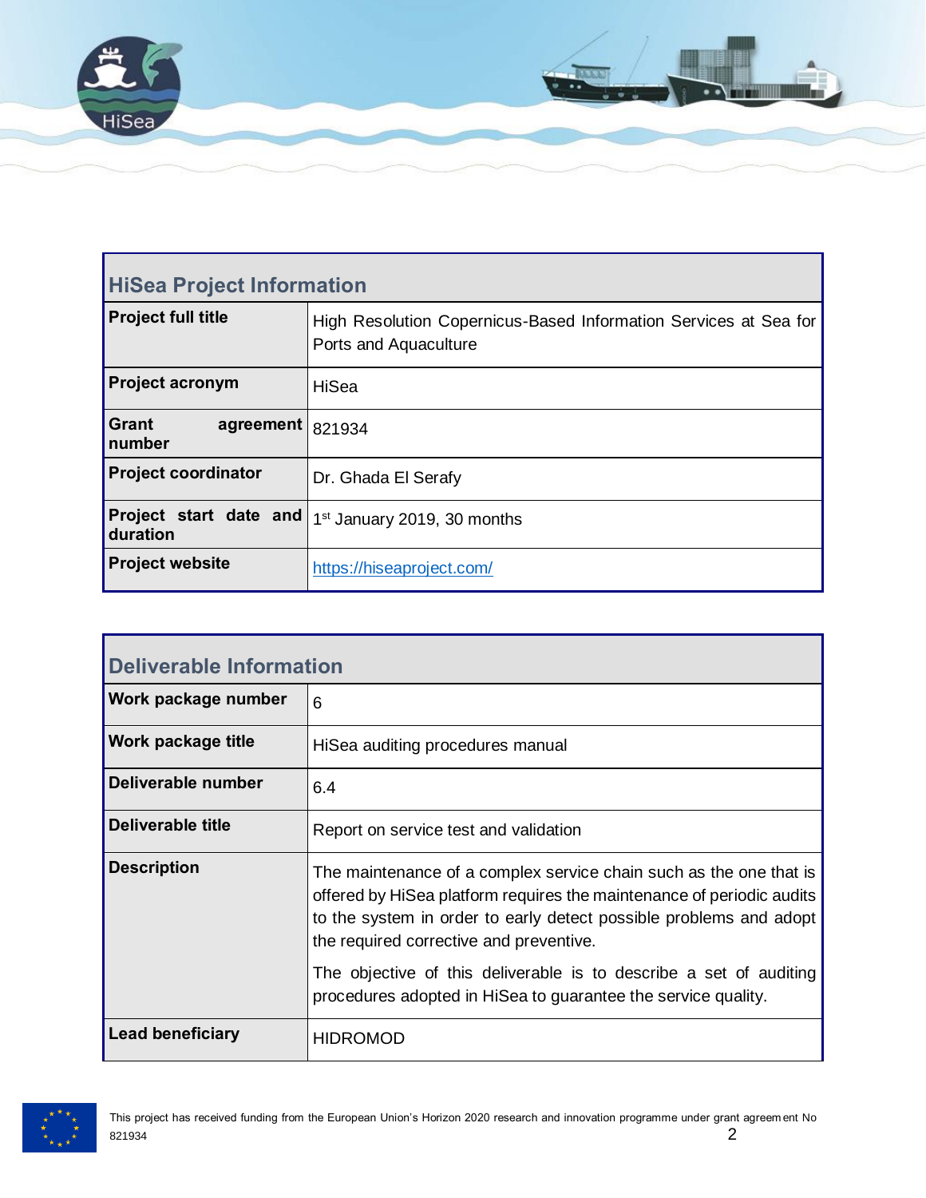| HiSea Project Information | |
|---|---|
| **Project full title** | High Resolution Copernicus-Based Information Services at Sea for Ports and Aquaculture |
| **Project acronym** | HiSea |
| **Grant agreement number** | 821934 |
| **Project coordinator** | Dr. Ghada El Serafy |
| **Project start date and duration** | 1st January 2019, 30 months |
| **Project website** | https://hiseaproject.com/ |

| Deliverable Information | |
|---|---|
| **Work package number** | 6 |
| **Work package title** | HiSea auditing procedures manual |
| **Deliverable number** | 6.4 |
| **Deliverable title** | Report on service test and validation |
| **Description** | The maintenance of a complex service chain such as the one that is offered by HiSea platform requires the maintenance of periodic audits to the system in order to early detect possible problems and adopt the required corrective and preventive.<br><br>The objective of this deliverable is to describe a set of auditing procedures adopted in HiSea to guarantee the service quality. |
| **Lead beneficiary** | HIDROMOD |

This project has received funding from the European Union's Horizon 2020 research and innovation programme under grant agreement No 821934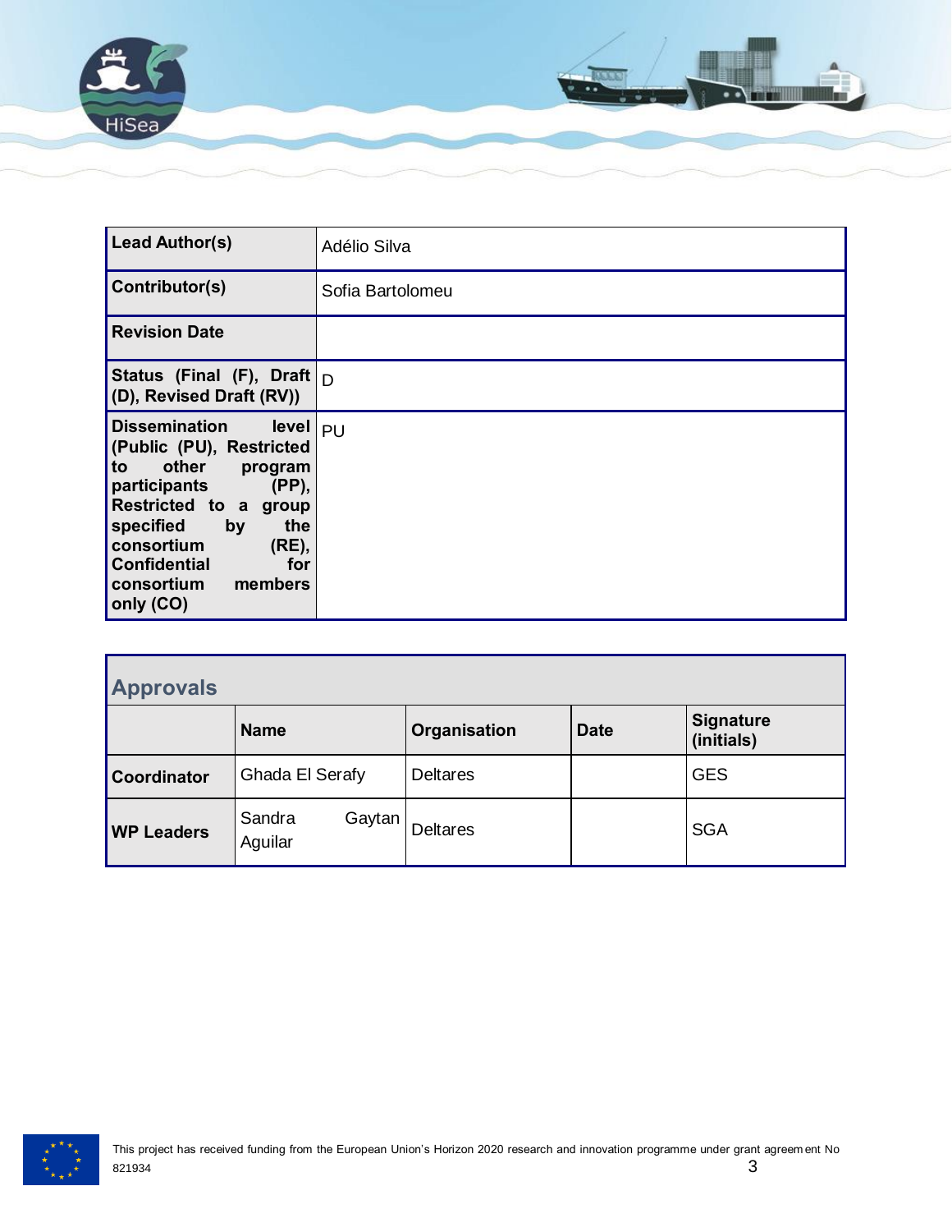| Lead Author(s) | Adélio Silva |
|---|---|
| Contributor(s) | Sofia Bartolomeu |
| Revision Date | |
| Status (Final (F), Draft (D), Revised Draft (RV)) | D |
| Dissemination level (Public (PU), Restricted to other program participants (PP), Restricted to a group specified by the consortium (RE), Confidential for consortium members only (CO) | PU |

**Approvals**

| | Name | Organisation | Date | Signature (initials) |
|---|---|---|---|---|
| Coordinator | Ghada El Serafy | Deltares | | GES |
| WP Leaders | Sandra Gaytan Aguilar | Deltares | | SGA |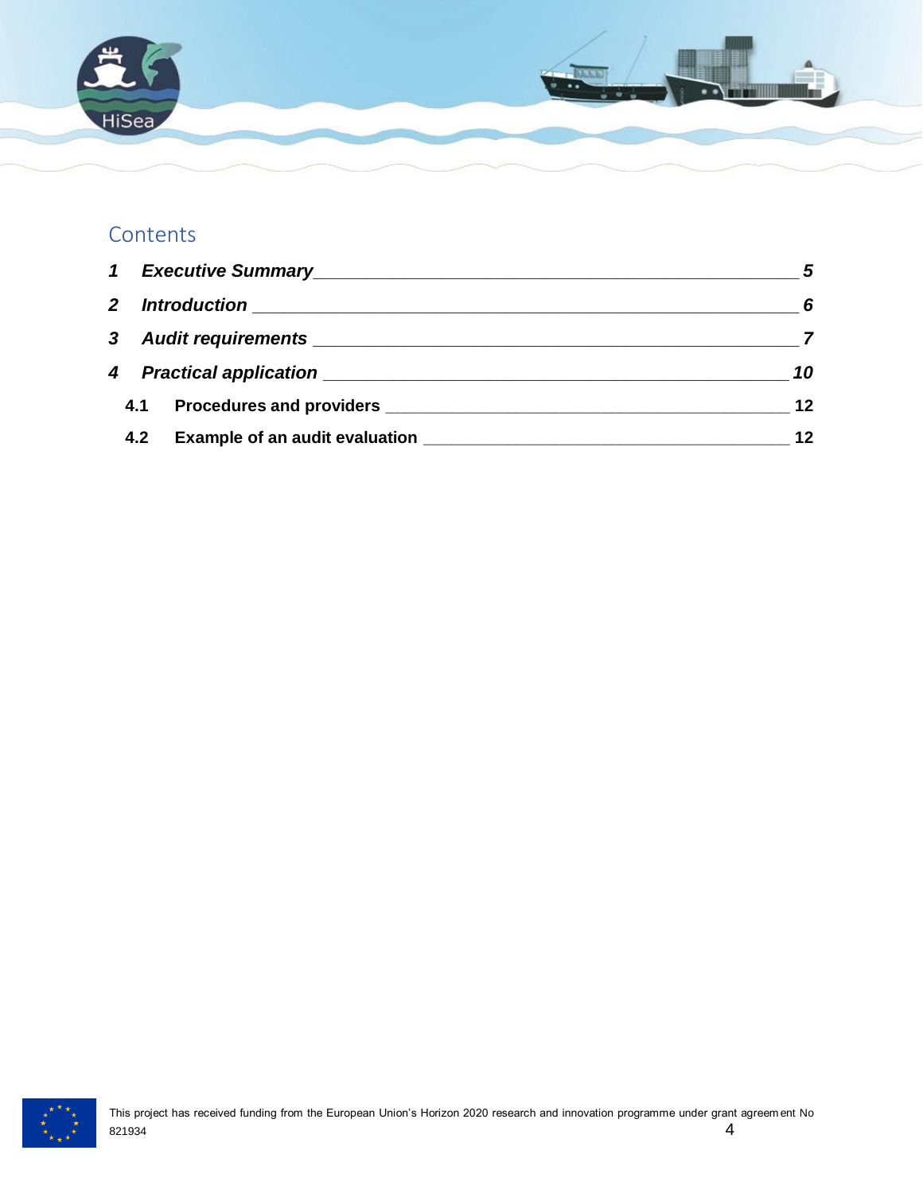# Contents

| | | |
|---|---|---|
| ***1*** | ***Executive Summary*** | ***5*** |
| ***2*** | ***Introduction*** | ***6*** |
| ***3*** | ***Audit requirements*** | ***7*** |
| ***4*** | ***Practical application*** | ***10*** |
| **4.1** | **Procedures and providers** | **12** |
| **4.2** | **Example of an audit evaluation** | **12** |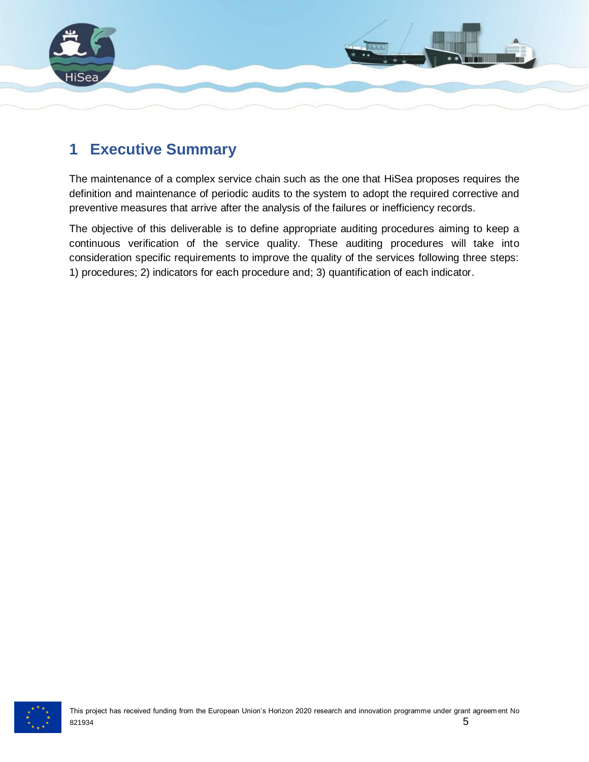# 1 Executive Summary

The maintenance of a complex service chain such as the one that HiSea proposes requires the definition and maintenance of periodic audits to the system to adopt the required corrective and preventive measures that arrive after the analysis of the failures or inefficiency records.

The objective of this deliverable is to define appropriate auditing procedures aiming to keep a continuous verification of the service quality. These auditing procedures will take into consideration specific requirements to improve the quality of the services following three steps: 1) procedures; 2) indicators for each procedure and; 3) quantification of each indicator.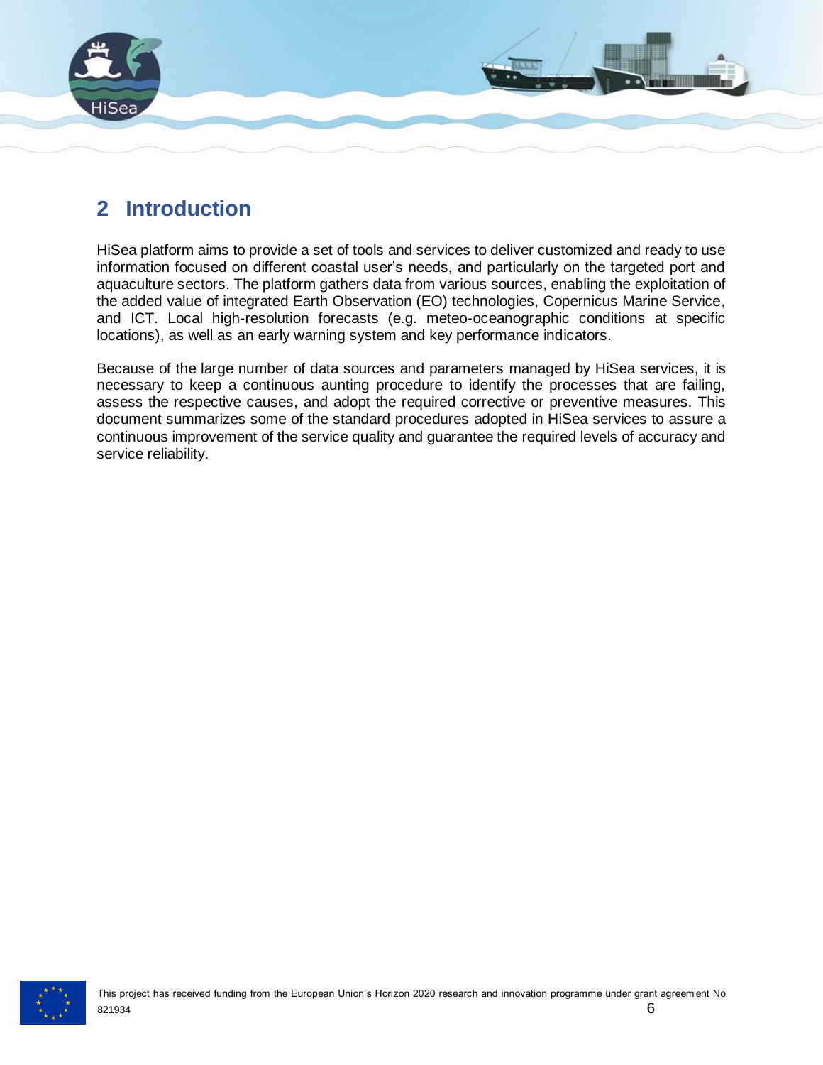# 2 Introduction

HiSea platform aims to provide a set of tools and services to deliver customized and ready to use information focused on different coastal user's needs, and particularly on the targeted port and aquaculture sectors. The platform gathers data from various sources, enabling the exploitation of the added value of integrated Earth Observation (EO) technologies, Copernicus Marine Service, and ICT. Local high-resolution forecasts (e.g. meteo-oceanographic conditions at specific locations), as well as an early warning system and key performance indicators.

Because of the large number of data sources and parameters managed by HiSea services, it is necessary to keep a continuous aunting procedure to identify the processes that are failing, assess the respective causes, and adopt the required corrective or preventive measures. This document summarizes some of the standard procedures adopted in HiSea services to assure a continuous improvement of the service quality and guarantee the required levels of accuracy and service reliability.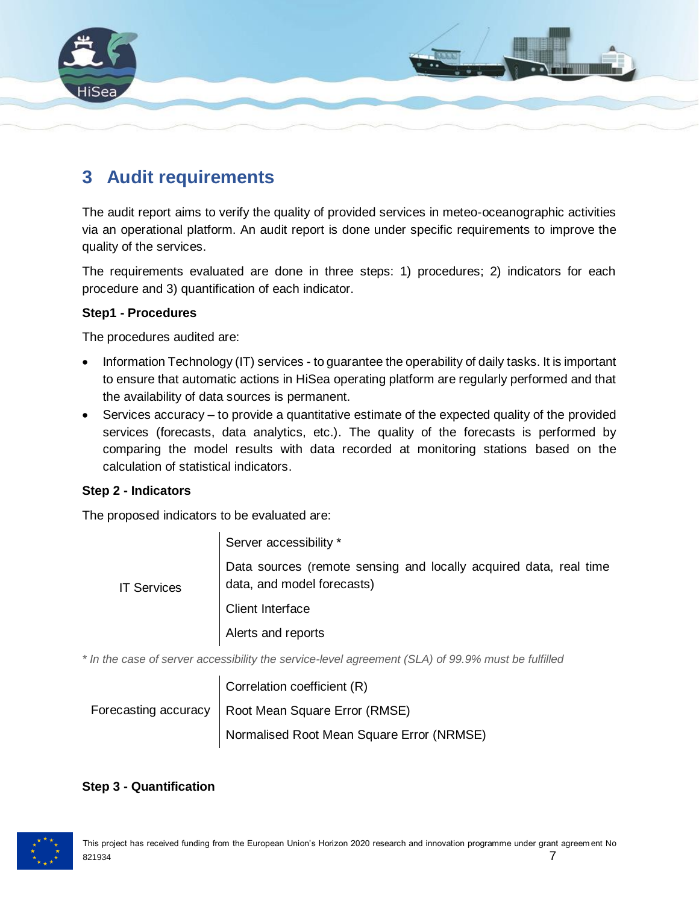# 3 Audit requirements

The audit report aims to verify the quality of provided services in meteo-oceanographic activities via an operational platform. An audit report is done under specific requirements to improve the quality of the services.

The requirements evaluated are done in three steps: 1) procedures; 2) indicators for each procedure and 3) quantification of each indicator.

**Step1 - Procedures**

The procedures audited are:

- Information Technology (IT) services - to guarantee the operability of daily tasks. It is important to ensure that automatic actions in HiSea operating platform are regularly performed and that the availability of data sources is permanent.
- Services accuracy – to provide a quantitative estimate of the expected quality of the provided services (forecasts, data analytics, etc.). The quality of the forecasts is performed by comparing the model results with data recorded at monitoring stations based on the calculation of statistical indicators.

**Step 2 - Indicators**

The proposed indicators to be evaluated are:

| | |
|---|---|
| IT Services | Server accessibility * |
| | Data sources (remote sensing and locally acquired data, real time data, and model forecasts) |
| | Client Interface |
| | Alerts and reports |

*\* In the case of server accessibility the service-level agreement (SLA) of 99.9% must be fulfilled*

| | |
|---|---|
| Forecasting accuracy | Correlation coefficient (R) |
| | Root Mean Square Error (RMSE) |
| | Normalised Root Mean Square Error (NRMSE) |

**Step 3 - Quantification**

This project has received funding from the European Union's Horizon 2020 research and innovation programme under grant agreement No 821934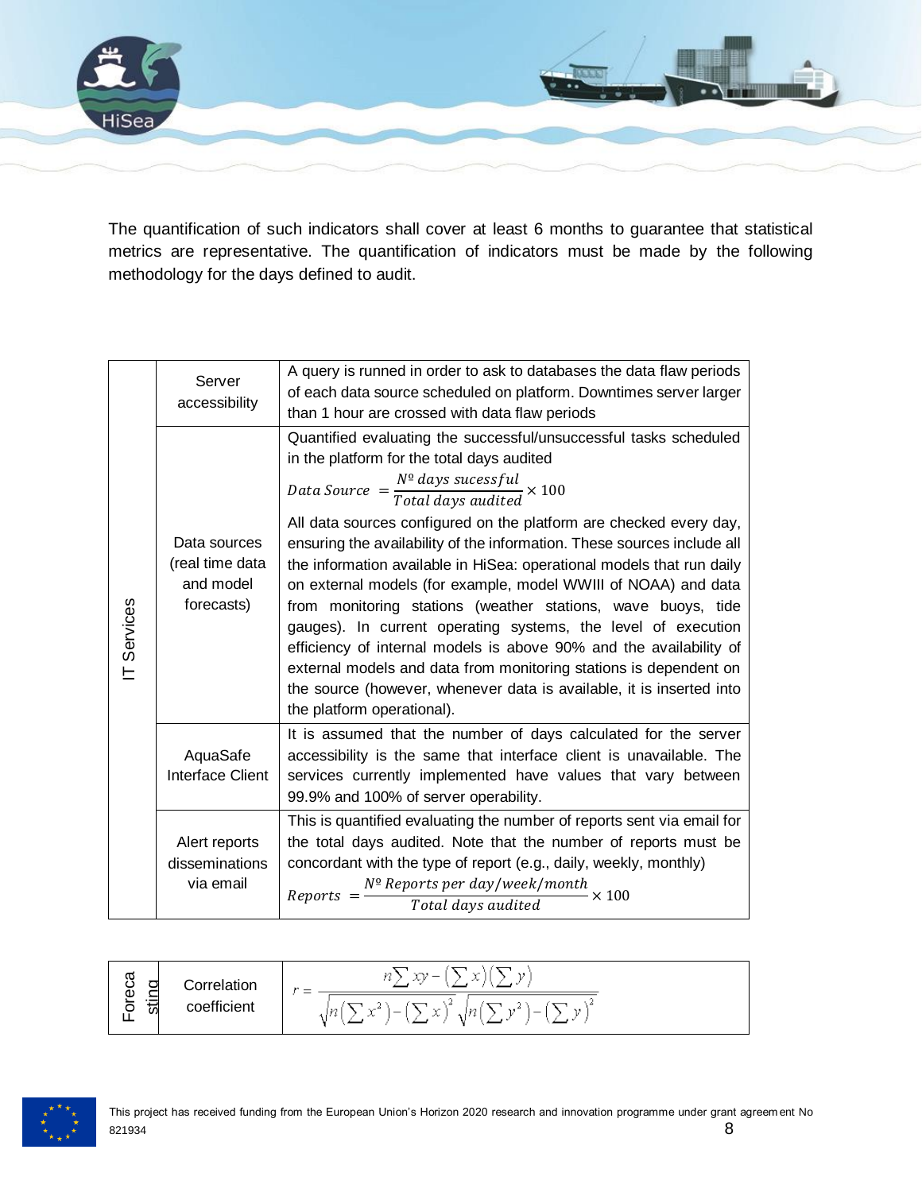The quantification of such indicators shall cover at least 6 months to guarantee that statistical metrics are representative. The quantification of indicators must be made by the following methodology for the days defined to audit.

| | | |
|---|---|---|
| IT Services | Server accessibility | A query is runned in order to ask to databases the data flaw periods of each data source scheduled on platform. Downtimes server larger than 1 hour are crossed with data flaw periods |
| | Data sources (real time data and model forecasts) | Quantified evaluating the successful/unsuccessful tasks scheduled in the platform for the total days audited $Data\ Source\ = \frac{Nº\ days\ sucessful}{Total\ days\ audited} \times 100$ All data sources configured on the platform are checked every day, ensuring the availability of the information. These sources include all the information available in HiSea: operational models that run daily on external models (for example, model WWIII of NOAA) and data from monitoring stations (weather stations, wave buoys, tide gauges). In current operating systems, the level of execution efficiency of internal models is above 90% and the availability of external models and data from monitoring stations is dependent on the source (however, whenever data is available, it is inserted into the platform operational). |
| | AquaSafe Interface Client | It is assumed that the number of days calculated for the server accessibility is the same that interface client is unavailable. The services currently implemented have values that vary between 99.9% and 100% of server operability. |
| | Alert reports disseminations via email | This is quantified evaluating the number of reports sent via email for the total days audited. Note that the number of reports must be concordant with the type of report (e.g., daily, weekly, monthly) $Reports\ = \frac{Nº\ Reports\ per\ day/week/month}{Total\ days\ audited} \times 100$ |

| | | |
|---|---|---|
| Forecasting | Correlation coefficient | $r = \frac{n\sum xy - \left(\sum x\right)\left(\sum y\right)}{\sqrt{n\left(\sum x^2\right) - \left(\sum x\right)^2}\sqrt{n\left(\sum y^2\right) - \left(\sum y\right)^2}}$ |

This project has received funding from the European Union's Horizon 2020 research and innovation programme under grant agreement No 821934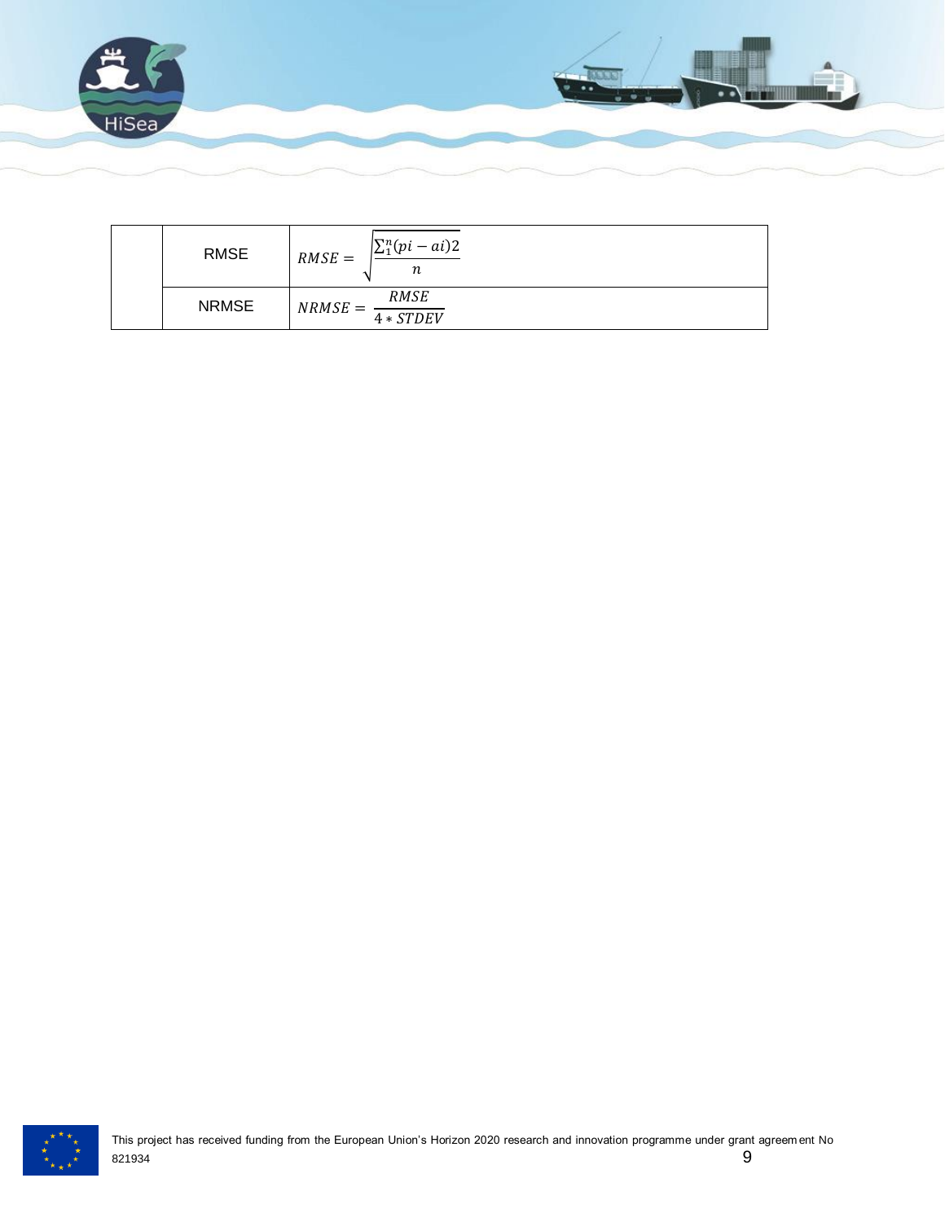|  |  |  |
|---|---|---|
|  | RMSE | $RMSE = \sqrt{\frac{\sum_{1}^{n}(pi - ai)2}{n}}$ |
|  | NRMSE | $NRMSE = \frac{RMSE}{4 * STDEV}$ |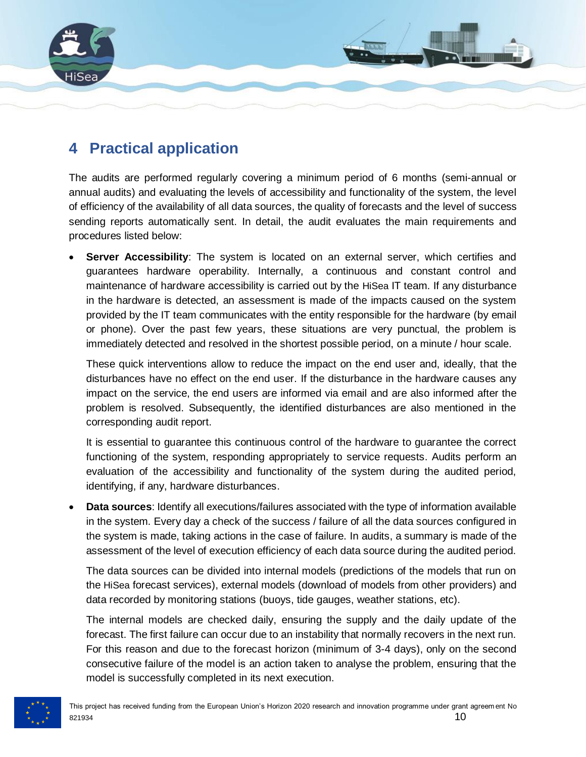# 4 Practical application

The audits are performed regularly covering a minimum period of 6 months (semi-annual or annual audits) and evaluating the levels of accessibility and functionality of the system, the level of efficiency of the availability of all data sources, the quality of forecasts and the level of success sending reports automatically sent. In detail, the audit evaluates the main requirements and procedures listed below:

- **Server Accessibility**: The system is located on an external server, which certifies and guarantees hardware operability. Internally, a continuous and constant control and maintenance of hardware accessibility is carried out by the HiSea IT team. If any disturbance in the hardware is detected, an assessment is made of the impacts caused on the system provided by the IT team communicates with the entity responsible for the hardware (by email or phone). Over the past few years, these situations are very punctual, the problem is immediately detected and resolved in the shortest possible period, on a minute / hour scale.

  These quick interventions allow to reduce the impact on the end user and, ideally, that the disturbances have no effect on the end user. If the disturbance in the hardware causes any impact on the service, the end users are informed via email and are also informed after the problem is resolved. Subsequently, the identified disturbances are also mentioned in the corresponding audit report.

  It is essential to guarantee this continuous control of the hardware to guarantee the correct functioning of the system, responding appropriately to service requests. Audits perform an evaluation of the accessibility and functionality of the system during the audited period, identifying, if any, hardware disturbances.

- **Data sources**: Identify all executions/failures associated with the type of information available in the system. Every day a check of the success / failure of all the data sources configured in the system is made, taking actions in the case of failure. In audits, a summary is made of the assessment of the level of execution efficiency of each data source during the audited period.

  The data sources can be divided into internal models (predictions of the models that run on the HiSea forecast services), external models (download of models from other providers) and data recorded by monitoring stations (buoys, tide gauges, weather stations, etc).

  The internal models are checked daily, ensuring the supply and the daily update of the forecast. The first failure can occur due to an instability that normally recovers in the next run. For this reason and due to the forecast horizon (minimum of 3-4 days), only on the second consecutive failure of the model is an action taken to analyse the problem, ensuring that the model is successfully completed in its next execution.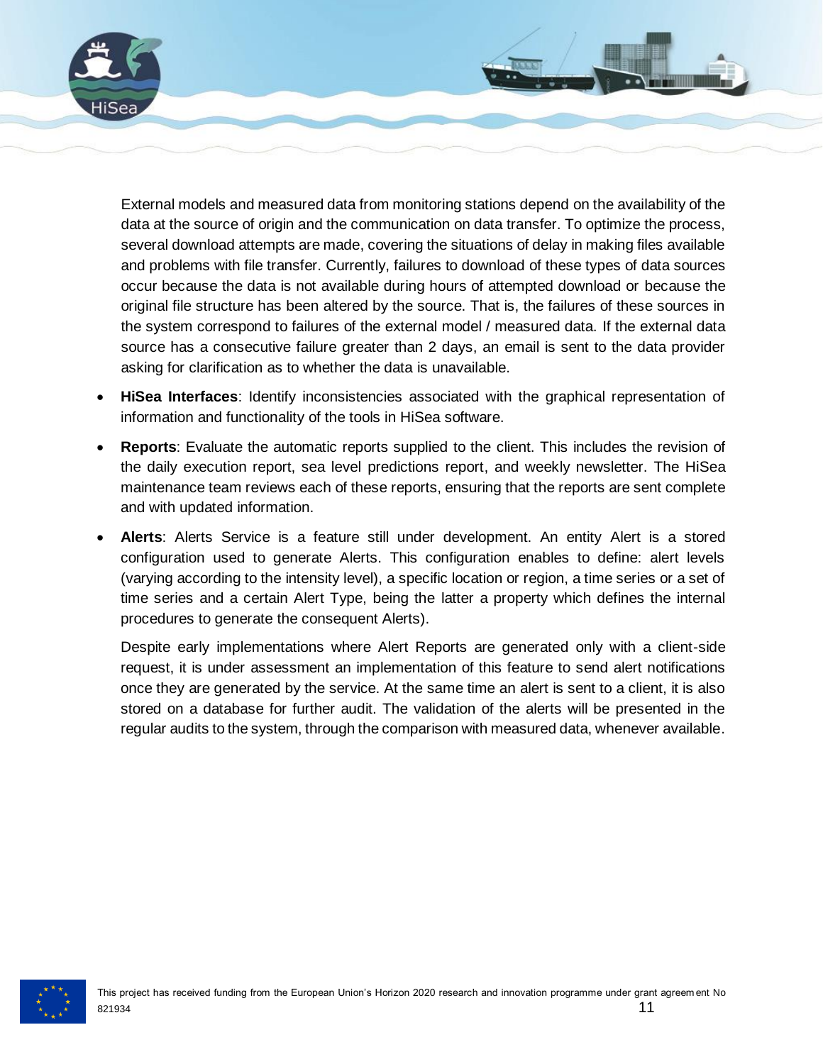External models and measured data from monitoring stations depend on the availability of the data at the source of origin and the communication on data transfer. To optimize the process, several download attempts are made, covering the situations of delay in making files available and problems with file transfer. Currently, failures to download of these types of data sources occur because the data is not available during hours of attempted download or because the original file structure has been altered by the source. That is, the failures of these sources in the system correspond to failures of the external model / measured data. If the external data source has a consecutive failure greater than 2 days, an email is sent to the data provider asking for clarification as to whether the data is unavailable.

- **HiSea Interfaces**: Identify inconsistencies associated with the graphical representation of information and functionality of the tools in HiSea software.
- **Reports**: Evaluate the automatic reports supplied to the client. This includes the revision of the daily execution report, sea level predictions report, and weekly newsletter. The HiSea maintenance team reviews each of these reports, ensuring that the reports are sent complete and with updated information.
- **Alerts**: Alerts Service is a feature still under development. An entity Alert is a stored configuration used to generate Alerts. This configuration enables to define: alert levels (varying according to the intensity level), a specific location or region, a time series or a set of time series and a certain Alert Type, being the latter a property which defines the internal procedures to generate the consequent Alerts).

  Despite early implementations where Alert Reports are generated only with a client-side request, it is under assessment an implementation of this feature to send alert notifications once they are generated by the service. At the same time an alert is sent to a client, it is also stored on a database for further audit. The validation of the alerts will be presented in the regular audits to the system, through the comparison with measured data, whenever available.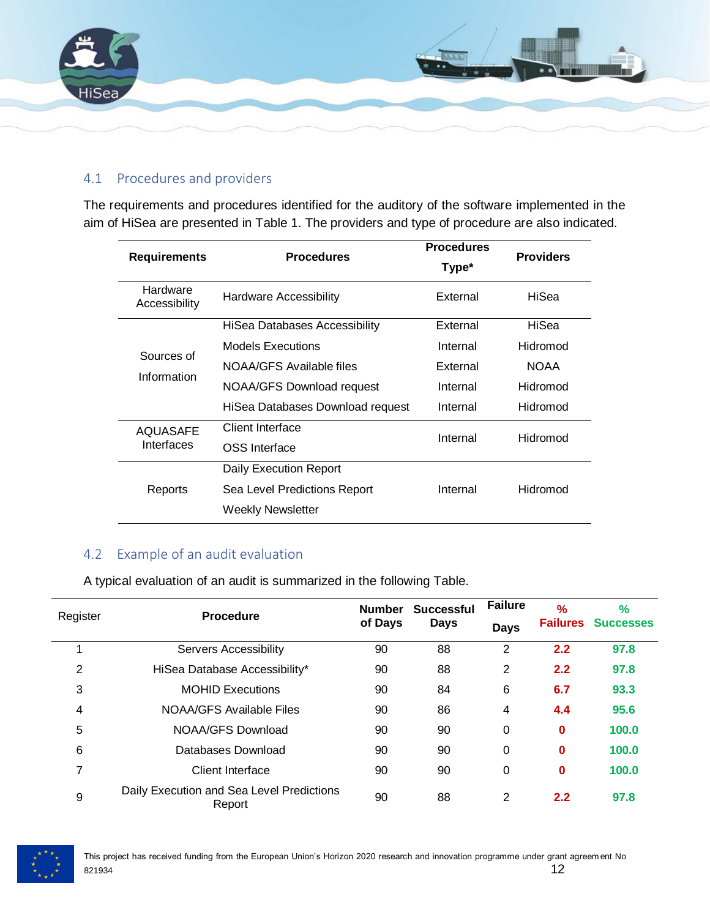## 4.1 Procedures and providers

The requirements and procedures identified for the auditory of the software implemented in the aim of HiSea are presented in Table 1. The providers and type of procedure are also indicated.

| Requirements | Procedures | Procedures Type* | Providers |
|---|---|---|---|
| Hardware Accessibility | Hardware Accessibility | External | HiSea |
| Sources of Information | HiSea Databases Accessibility | External | HiSea |
| | Models Executions | Internal | Hidromod |
| | NOAA/GFS Available files | External | NOAA |
| | NOAA/GFS Download request | Internal | Hidromod |
| | HiSea Databases Download request | Internal | Hidromod |
| AQUASAFE Interfaces | Client Interface<br>OSS Interface | Internal | Hidromod |
| Reports | Daily Execution Report<br>Sea Level Predictions Report<br>Weekly Newsletter | Internal | Hidromod |

## 4.2 Example of an audit evaluation

A typical evaluation of an audit is summarized in the following Table.

| Register | Procedure | Number of Days | Successful Days | Failure Days | % Failures | % Successes |
|---|---|---|---|---|---|---|
| 1 | Servers Accessibility | 90 | 88 | 2 | **2.2** | **97.8** |
| 2 | HiSea Database Accessibility* | 90 | 88 | 2 | **2.2** | **97.8** |
| 3 | MOHID Executions | 90 | 84 | 6 | **6.7** | **93.3** |
| 4 | NOAA/GFS Available Files | 90 | 86 | 4 | **4.4** | **95.6** |
| 5 | NOAA/GFS Download | 90 | 90 | 0 | **0** | **100.0** |
| 6 | Databases Download | 90 | 90 | 0 | **0** | **100.0** |
| 7 | Client Interface | 90 | 90 | 0 | **0** | **100.0** |
| 9 | Daily Execution and Sea Level Predictions Report | 90 | 88 | 2 | **2.2** | **97.8** |

This project has received funding from the European Union's Horizon 2020 research and innovation programme under grant agreement No 821934